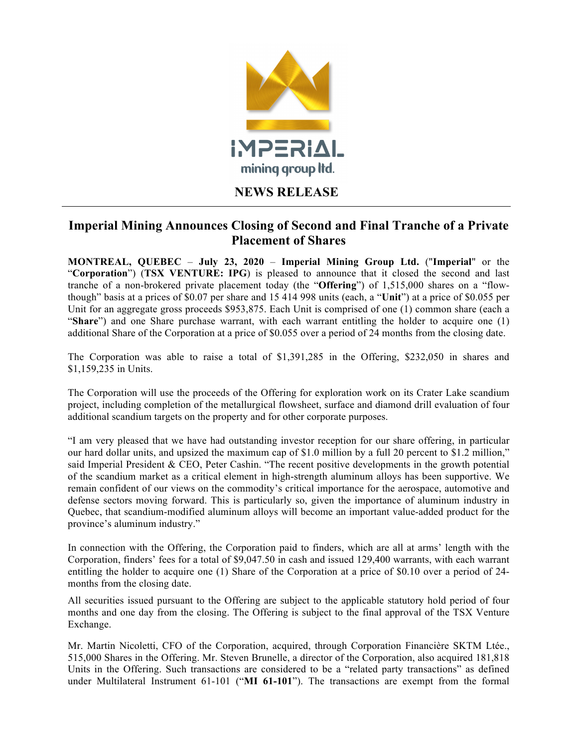# NEWS RELEASE

## Imperial Mining Announces Closing of Second and Final Tranche of a Private Placement of Shares

**MONTREAL, QUEBEC** – **July 23, 2020** – **Imperial Mining Group Ltd.** ("**Imperial**" or the "**Corporation**") (**TSX VENTURE: IPG**) is pleased to announce that it closed the second and last tranche of a non-brokered private placement today (the "**Offering**") of 1,515,000 shares on a "flow-though" basis at a prices of $0.07 per share and 15 414 998 units (each, a "**Unit**") at a price of $0.055 per Unit for an aggregate gross proceeds $953,875. Each Unit is comprised of one (1) common share (each a "**Share**") and one Share purchase warrant, with each warrant entitling the holder to acquire one (1) additional Share of the Corporation at a price of $0.055 over a period of 24 months from the closing date.

The Corporation was able to raise a total of $1,391,285 in the Offering, $232,050 in shares and $1,159,235 in Units.

The Corporation will use the proceeds of the Offering for exploration work on its Crater Lake scandium project, including completion of the metallurgical flowsheet, surface and diamond drill evaluation of four additional scandium targets on the property and for other corporate purposes.

"I am very pleased that we have had outstanding investor reception for our share offering, in particular our hard dollar units, and upsized the maximum cap of $1.0 million by a full 20 percent to $1.2 million," said Imperial President & CEO, Peter Cashin. "The recent positive developments in the growth potential of the scandium market as a critical element in high-strength aluminum alloys has been supportive. We remain confident of our views on the commodity's critical importance for the aerospace, automotive and defense sectors moving forward. This is particularly so, given the importance of aluminum industry in Quebec, that scandium-modified aluminum alloys will become an important value-added product for the province's aluminum industry."

In connection with the Offering, the Corporation paid to finders, which are all at arms' length with the Corporation, finders' fees for a total of $9,047.50 in cash and issued 129,400 warrants, with each warrant entitling the holder to acquire one (1) Share of the Corporation at a price of $0.10 over a period of 24-months from the closing date.

All securities issued pursuant to the Offering are subject to the applicable statutory hold period of four months and one day from the closing. The Offering is subject to the final approval of the TSX Venture Exchange.

Mr. Martin Nicoletti, CFO of the Corporation, acquired, through Corporation Financière SKTM Ltée., 515,000 Shares in the Offering. Mr. Steven Brunelle, a director of the Corporation, also acquired 181,818 Units in the Offering. Such transactions are considered to be a "related party transactions" as defined under Multilateral Instrument 61-101 ("**MI 61-101**"). The transactions are exempt from the formal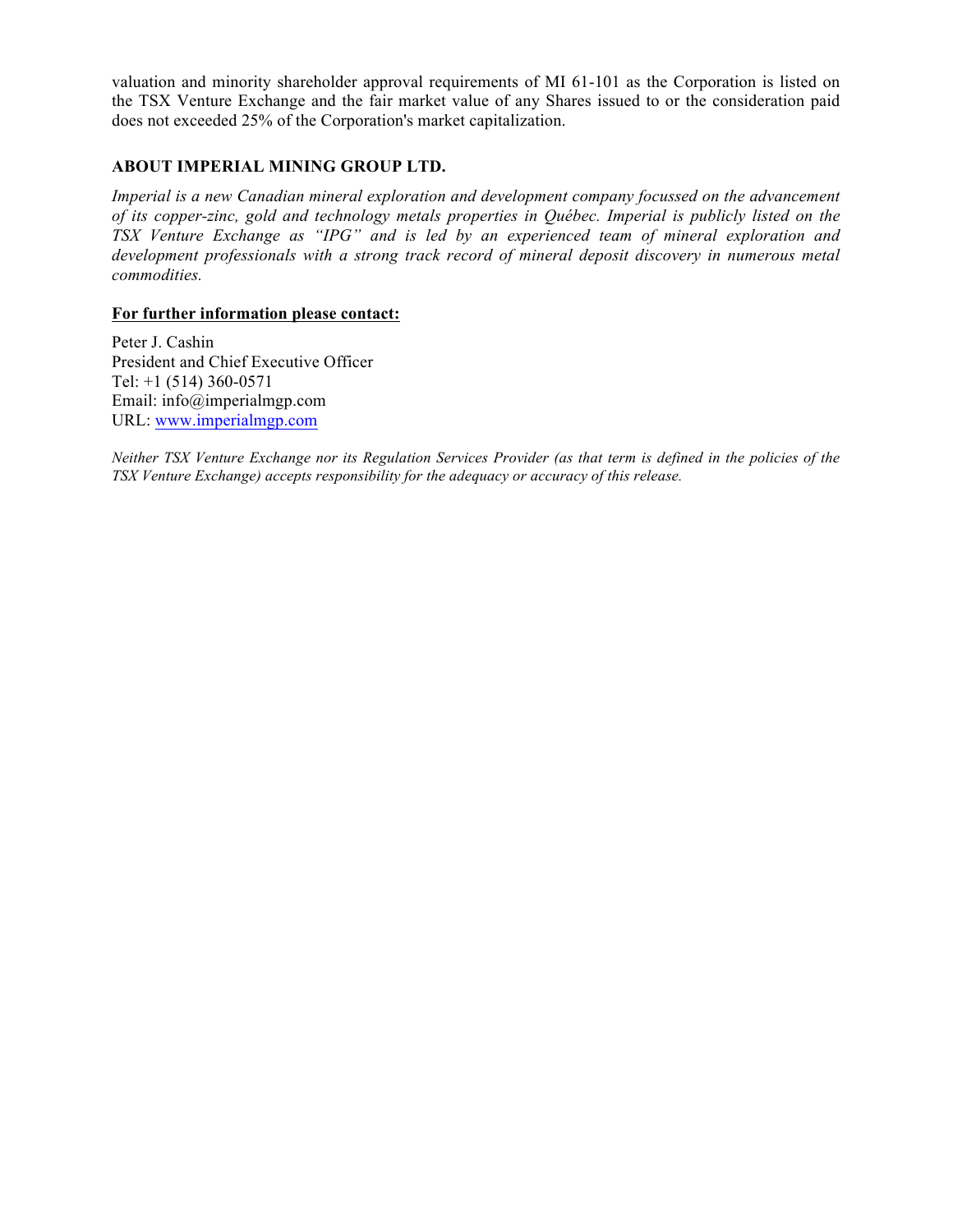valuation and minority shareholder approval requirements of MI 61-101 as the Corporation is listed on the TSX Venture Exchange and the fair market value of any Shares issued to or the consideration paid does not exceeded 25% of the Corporation's market capitalization.

## ABOUT IMPERIAL MINING GROUP LTD.

*Imperial is a new Canadian mineral exploration and development company focussed on the advancement of its copper-zinc, gold and technology metals properties in Québec. Imperial is publicly listed on the TSX Venture Exchange as "IPG" and is led by an experienced team of mineral exploration and development professionals with a strong track record of mineral deposit discovery in numerous metal commodities.*

**For further information please contact:**

Peter J. Cashin
President and Chief Executive Officer
Tel: +1 (514) 360-0571
Email: info@imperialmgp.com
URL: www.imperialmgp.com

*Neither TSX Venture Exchange nor its Regulation Services Provider (as that term is defined in the policies of the TSX Venture Exchange) accepts responsibility for the adequacy or accuracy of this release.*